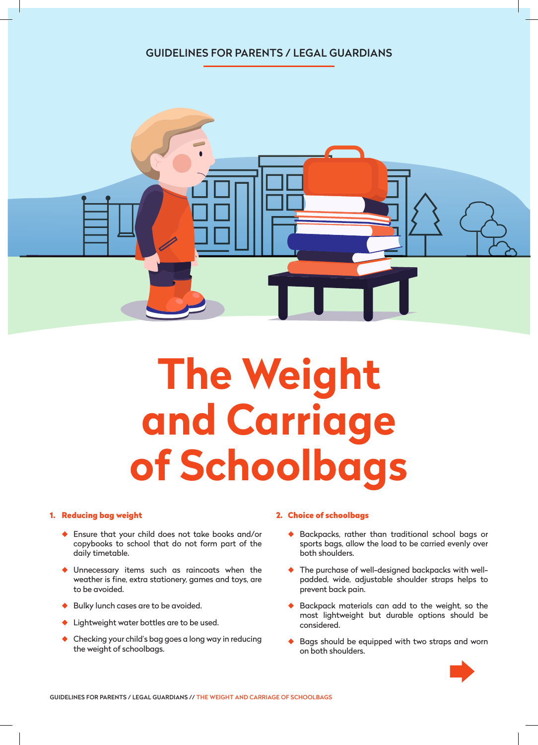GUIDELINES FOR PARENTS / LEGAL GUARDIANS

# The Weight and Carriage of Schoolbags

## 1. Reducing bag weight

- Ensure that your child does not take books and/or copybooks to school that do not form part of the daily timetable.
- Unnecessary items such as raincoats when the weather is fine, extra stationery, games and toys, are to be avoided.
- Bulky lunch cases are to be avoided.
- Lightweight water bottles are to be used.
- Checking your child's bag goes a long way in reducing the weight of schoolbags.

## 2. Choice of schoolbags

- Backpacks, rather than traditional school bags or sports bags, allow the load to be carried evenly over both shoulders.
- The purchase of well-designed backpacks with well-padded, wide, adjustable shoulder straps helps to prevent back pain.
- Backpack materials can add to the weight, so the most lightweight but durable options should be considered.
- Bags should be equipped with two straps and worn on both shoulders.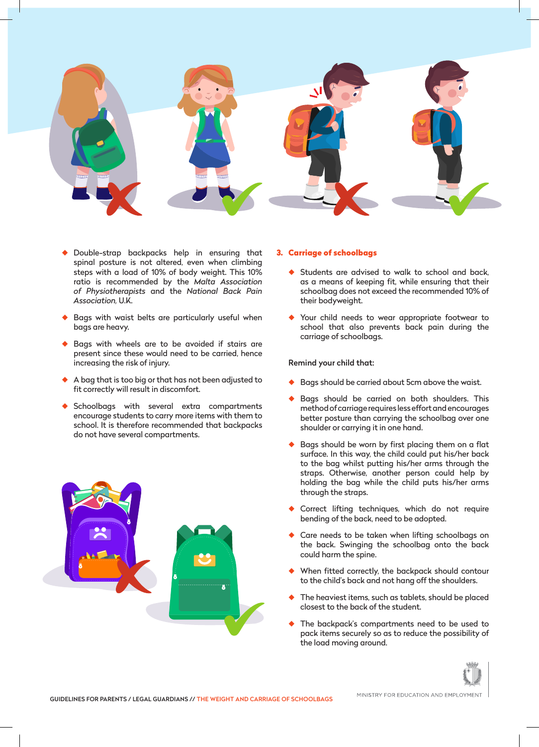- Double-strap backpacks help in ensuring that spinal posture is not altered, even when climbing steps with a load of 10% of body weight. This 10% ratio is recommended by the *Malta Association of Physiotherapists* and the *National Back Pain Association*, U.K.
- Bags with waist belts are particularly useful when bags are heavy.
- Bags with wheels are to be avoided if stairs are present since these would need to be carried, hence increasing the risk of injury.
- A bag that is too big or that has not been adjusted to fit correctly will result in discomfort.
- Schoolbags with several extra compartments encourage students to carry more items with them to school. It is therefore recommended that backpacks do not have several compartments.

## 3. Carriage of schoolbags

- Students are advised to walk to school and back, as a means of keeping fit, while ensuring that their schoolbag does not exceed the recommended 10% of their bodyweight.
- Your child needs to wear appropriate footwear to school that also prevents back pain during the carriage of schoolbags.

Remind your child that:

- Bags should be carried about 5cm above the waist.
- Bags should be carried on both shoulders. This method of carriage requires less effort and encourages better posture than carrying the schoolbag over one shoulder or carrying it in one hand.
- Bags should be worn by first placing them on a flat surface. In this way, the child could put his/her back to the bag whilst putting his/her arms through the straps. Otherwise, another person could help by holding the bag while the child puts his/her arms through the straps.
- Correct lifting techniques, which do not require bending of the back, need to be adopted.
- Care needs to be taken when lifting schoolbags on the back. Swinging the schoolbag onto the back could harm the spine.
- When fitted correctly, the backpack should contour to the child's back and not hang off the shoulders.
- The heaviest items, such as tablets, should be placed closest to the back of the student.
- The backpack's compartments need to be used to pack items securely so as to reduce the possibility of the load moving around.